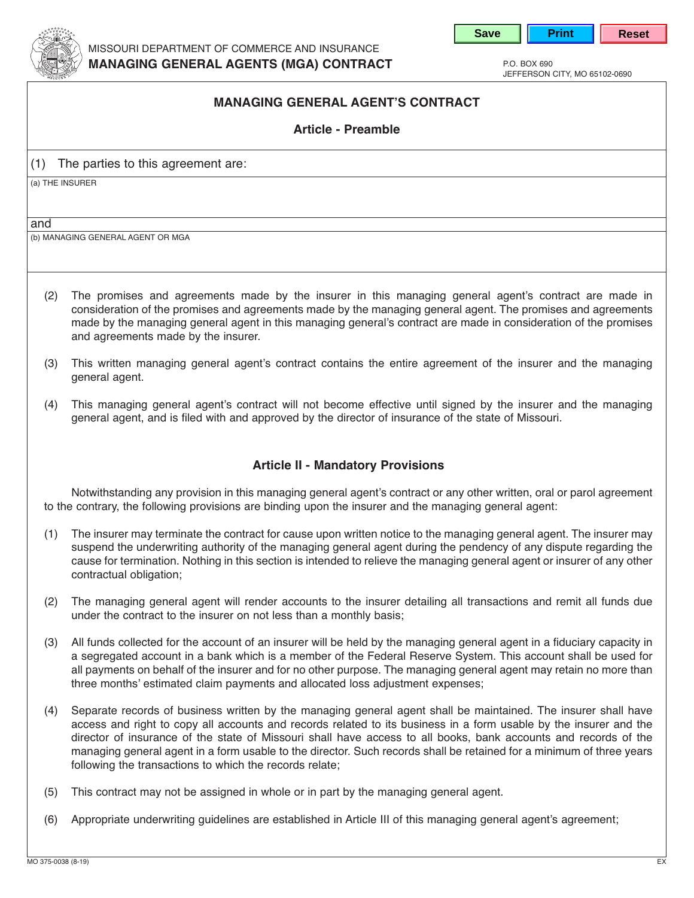MISSOURI DEPARTMENT OF COMMERCE AND INSURANCE

# MANAGING GENERAL AGENTS (MGA) CONTRACT

P.O. BOX 690
JEFFERSON CITY, MO 65102-0690

## MANAGING GENERAL AGENT'S CONTRACT

### Article - Preamble

(1) The parties to this agreement are:

(a) THE INSURER

and

(b) MANAGING GENERAL AGENT OR MGA

(2) The promises and agreements made by the insurer in this managing general agent's contract are made in consideration of the promises and agreements made by the managing general agent. The promises and agreements made by the managing general agent in this managing general's contract are made in consideration of the promises and agreements made by the insurer.

(3) This written managing general agent's contract contains the entire agreement of the insurer and the managing general agent.

(4) This managing general agent's contract will not become effective until signed by the insurer and the managing general agent, and is filed with and approved by the director of insurance of the state of Missouri.

### Article II - Mandatory Provisions

Notwithstanding any provision in this managing general agent's contract or any other written, oral or parol agreement to the contrary, the following provisions are binding upon the insurer and the managing general agent:

(1) The insurer may terminate the contract for cause upon written notice to the managing general agent. The insurer may suspend the underwriting authority of the managing general agent during the pendency of any dispute regarding the cause for termination. Nothing in this section is intended to relieve the managing general agent or insurer of any other contractual obligation;

(2) The managing general agent will render accounts to the insurer detailing all transactions and remit all funds due under the contract to the insurer on not less than a monthly basis;

(3) All funds collected for the account of an insurer will be held by the managing general agent in a fiduciary capacity in a segregated account in a bank which is a member of the Federal Reserve System. This account shall be used for all payments on behalf of the insurer and for no other purpose. The managing general agent may retain no more than three months' estimated claim payments and allocated loss adjustment expenses;

(4) Separate records of business written by the managing general agent shall be maintained. The insurer shall have access and right to copy all accounts and records related to its business in a form usable by the insurer and the director of insurance of the state of Missouri shall have access to all books, bank accounts and records of the managing general agent in a form usable to the director. Such records shall be retained for a minimum of three years following the transactions to which the records relate;

(5) This contract may not be assigned in whole or in part by the managing general agent.

(6) Appropriate underwriting guidelines are established in Article III of this managing general agent's agreement;

MO 375-0038 (8-19)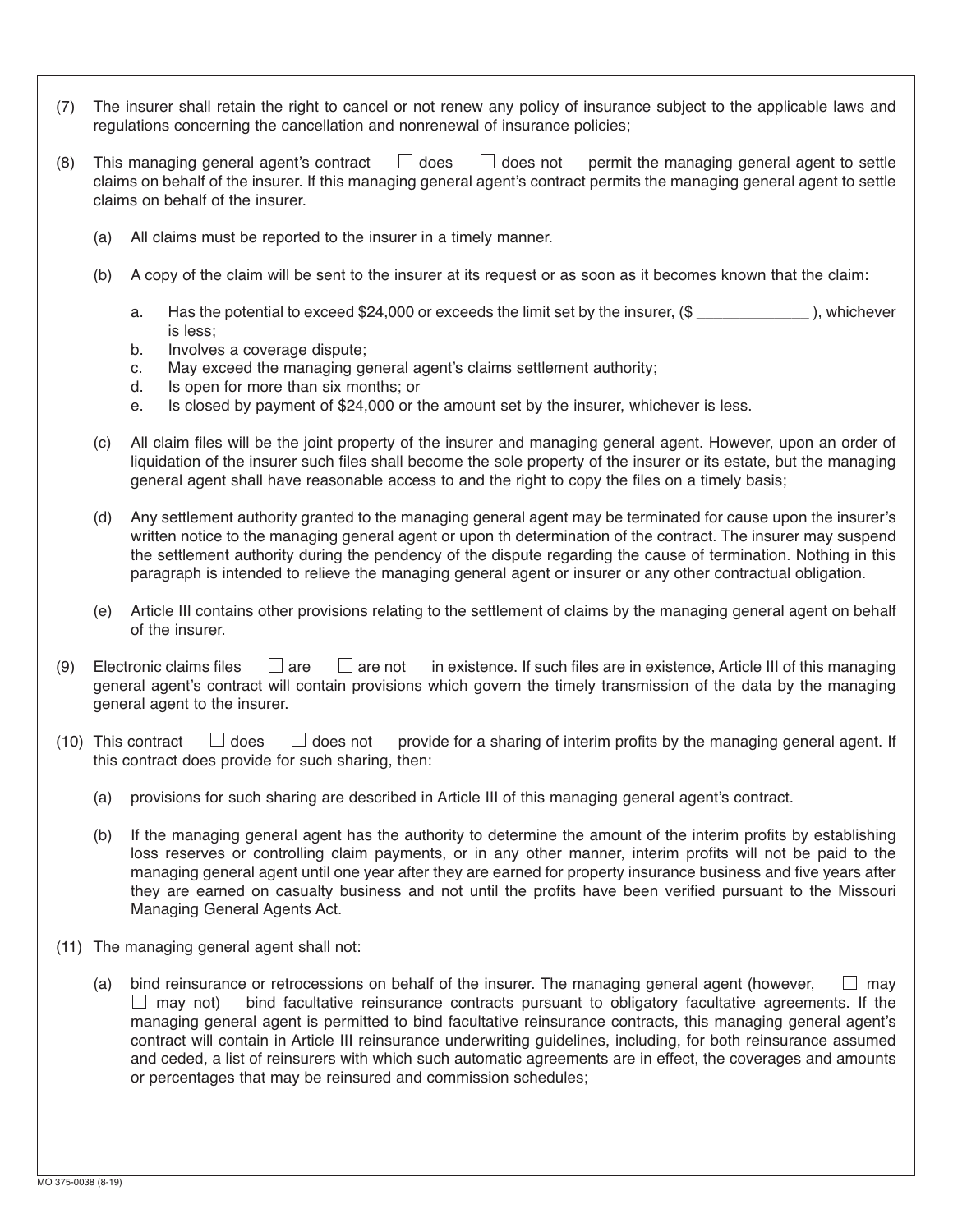(7) The insurer shall retain the right to cancel or not renew any policy of insurance subject to the applicable laws and regulations concerning the cancellation and nonrenewal of insurance policies;

(8) This managing general agent's contract ☐ does ☐ does not permit the managing general agent to settle claims on behalf of the insurer. If this managing general agent's contract permits the managing general agent to settle claims on behalf of the insurer.

   (a) All claims must be reported to the insurer in a timely manner.

   (b) A copy of the claim will be sent to the insurer at its request or as soon as it becomes known that the claim:

      a. Has the potential to exceed $24,000 or exceeds the limit set by the insurer, ($ _____________ ), whichever is less;
      b. Involves a coverage dispute;
      c. May exceed the managing general agent's claims settlement authority;
      d. Is open for more than six months; or
      e. Is closed by payment of $24,000 or the amount set by the insurer, whichever is less.

   (c) All claim files will be the joint property of the insurer and managing general agent. However, upon an order of liquidation of the insurer such files shall become the sole property of the insurer or its estate, but the managing general agent shall have reasonable access to and the right to copy the files on a timely basis;

   (d) Any settlement authority granted to the managing general agent may be terminated for cause upon the insurer's written notice to the managing general agent or upon th determination of the contract. The insurer may suspend the settlement authority during the pendency of the dispute regarding the cause of termination. Nothing in this paragraph is intended to relieve the managing general agent or insurer or any other contractual obligation.

   (e) Article III contains other provisions relating to the settlement of claims by the managing general agent on behalf of the insurer.

(9) Electronic claims files ☐ are ☐ are not in existence. If such files are in existence, Article III of this managing general agent's contract will contain provisions which govern the timely transmission of the data by the managing general agent to the insurer.

(10) This contract ☐ does ☐ does not provide for a sharing of interim profits by the managing general agent. If this contract does provide for such sharing, then:

   (a) provisions for such sharing are described in Article III of this managing general agent's contract.

   (b) If the managing general agent has the authority to determine the amount of the interim profits by establishing loss reserves or controlling claim payments, or in any other manner, interim profits will not be paid to the managing general agent until one year after they are earned for property insurance business and five years after they are earned on casualty business and not until the profits have been verified pursuant to the Missouri Managing General Agents Act.

(11) The managing general agent shall not:

   (a) bind reinsurance or retrocessions on behalf of the insurer. The managing general agent (however, ☐ may ☐ may not) bind facultative reinsurance contracts pursuant to obligatory facultative agreements. If the managing general agent is permitted to bind facultative reinsurance contracts, this managing general agent's contract will contain in Article III reinsurance underwriting guidelines, including, for both reinsurance assumed and ceded, a list of reinsurers with which such automatic agreements are in effect, the coverages and amounts or percentages that may be reinsured and commission schedules;

MO 375-0038 (8-19)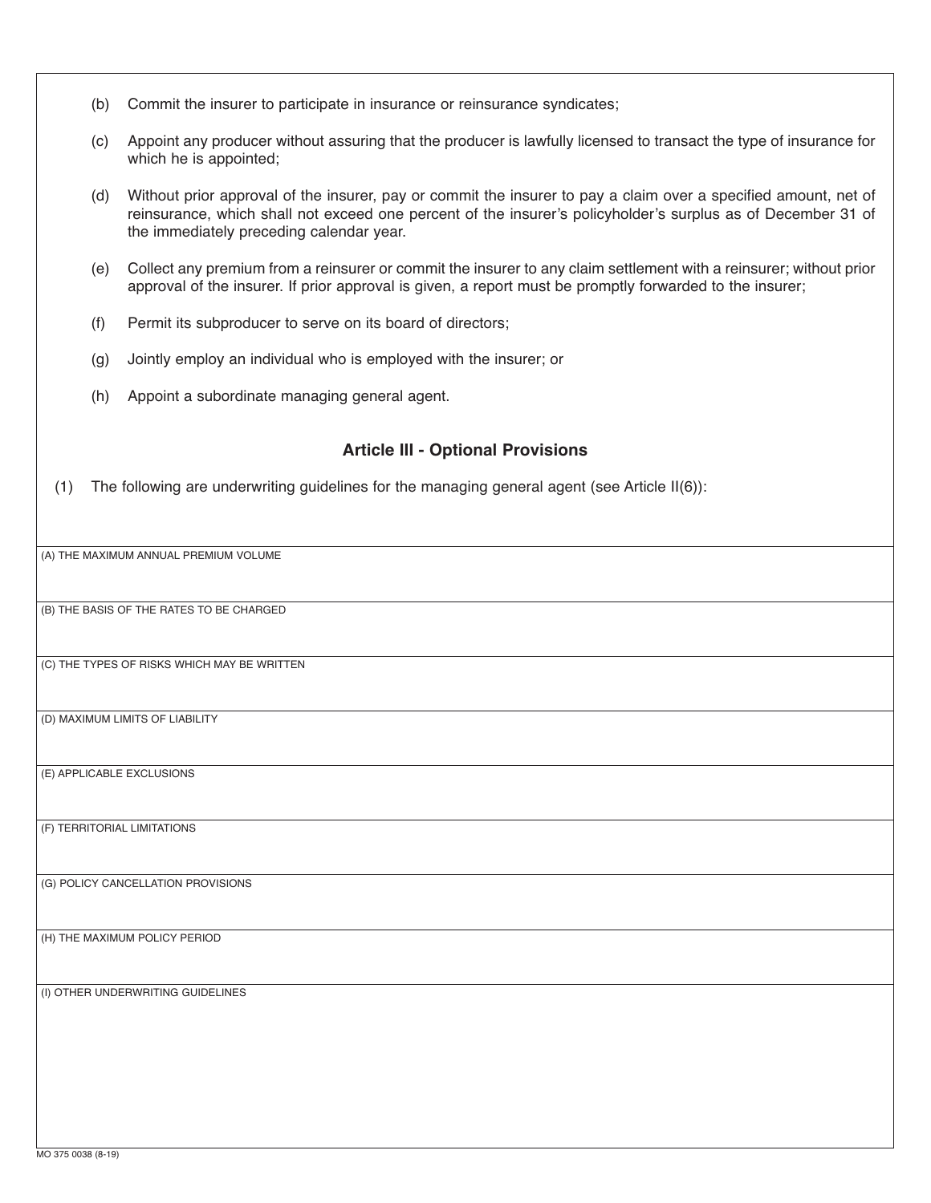(b) Commit the insurer to participate in insurance or reinsurance syndicates;

(c) Appoint any producer without assuring that the producer is lawfully licensed to transact the type of insurance for which he is appointed;

(d) Without prior approval of the insurer, pay or commit the insurer to pay a claim over a specified amount, net of reinsurance, which shall not exceed one percent of the insurer's policyholder's surplus as of December 31 of the immediately preceding calendar year.

(e) Collect any premium from a reinsurer or commit the insurer to any claim settlement with a reinsurer; without prior approval of the insurer. If prior approval is given, a report must be promptly forwarded to the insurer;

(f) Permit its subproducer to serve on its board of directors;

(g) Jointly employ an individual who is employed with the insurer; or

(h) Appoint a subordinate managing general agent.

## Article III - Optional Provisions

(1) The following are underwriting guidelines for the managing general agent (see Article II(6)):

| |
|---|
| (A) THE MAXIMUM ANNUAL PREMIUM VOLUME |
| (B) THE BASIS OF THE RATES TO BE CHARGED |
| (C) THE TYPES OF RISKS WHICH MAY BE WRITTEN |
| (D) MAXIMUM LIMITS OF LIABILITY |
| (E) APPLICABLE EXCLUSIONS |
| (F) TERRITORIAL LIMITATIONS |
| (G) POLICY CANCELLATION PROVISIONS |
| (H) THE MAXIMUM POLICY PERIOD |
| (I) OTHER UNDERWRITING GUIDELINES |

MO 375 0038 (8-19)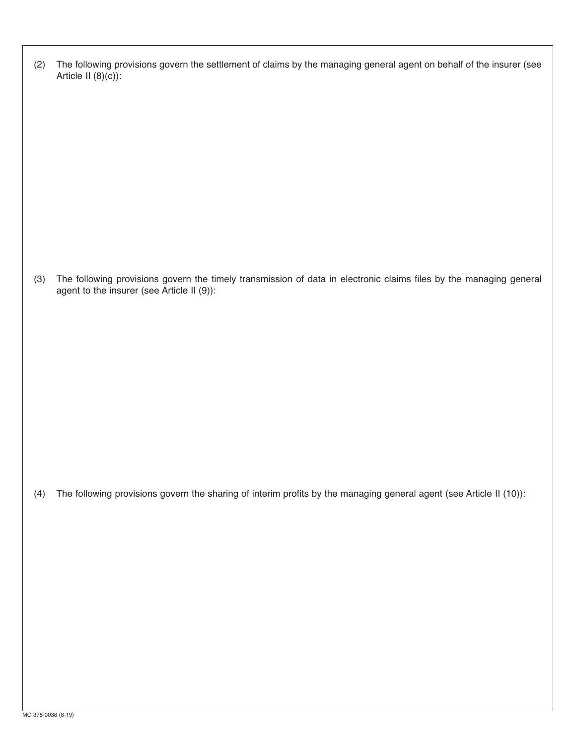(2) The following provisions govern the settlement of claims by the managing general agent on behalf of the insurer (see Article II (8)(c)):

(3) The following provisions govern the timely transmission of data in electronic claims files by the managing general agent to the insurer (see Article II (9)):

(4) The following provisions govern the sharing of interim profits by the managing general agent (see Article II (10)):

MO 375-0038 (8-19)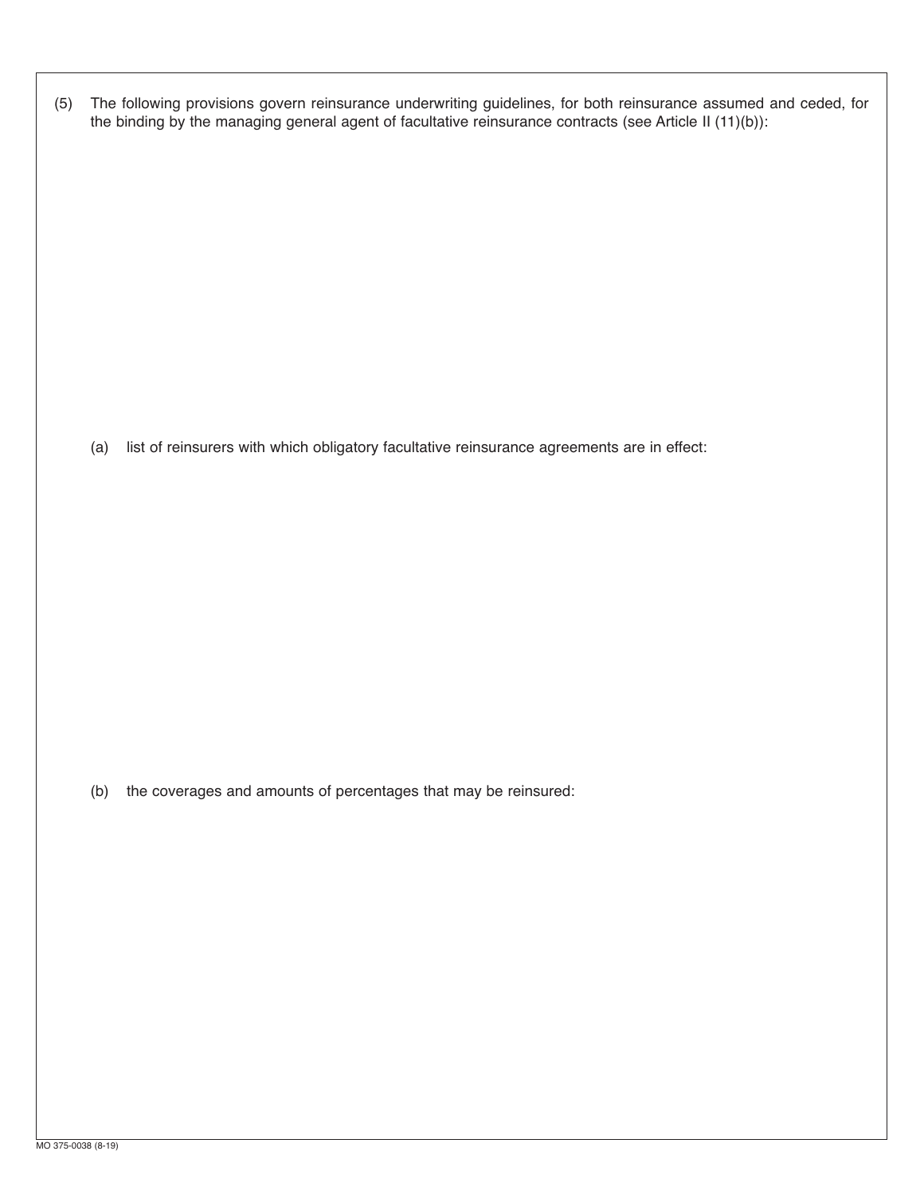(5) The following provisions govern reinsurance underwriting guidelines, for both reinsurance assumed and ceded, for the binding by the managing general agent of facultative reinsurance contracts (see Article II (11)(b)):

(a) list of reinsurers with which obligatory facultative reinsurance agreements are in effect:

(b) the coverages and amounts of percentages that may be reinsured: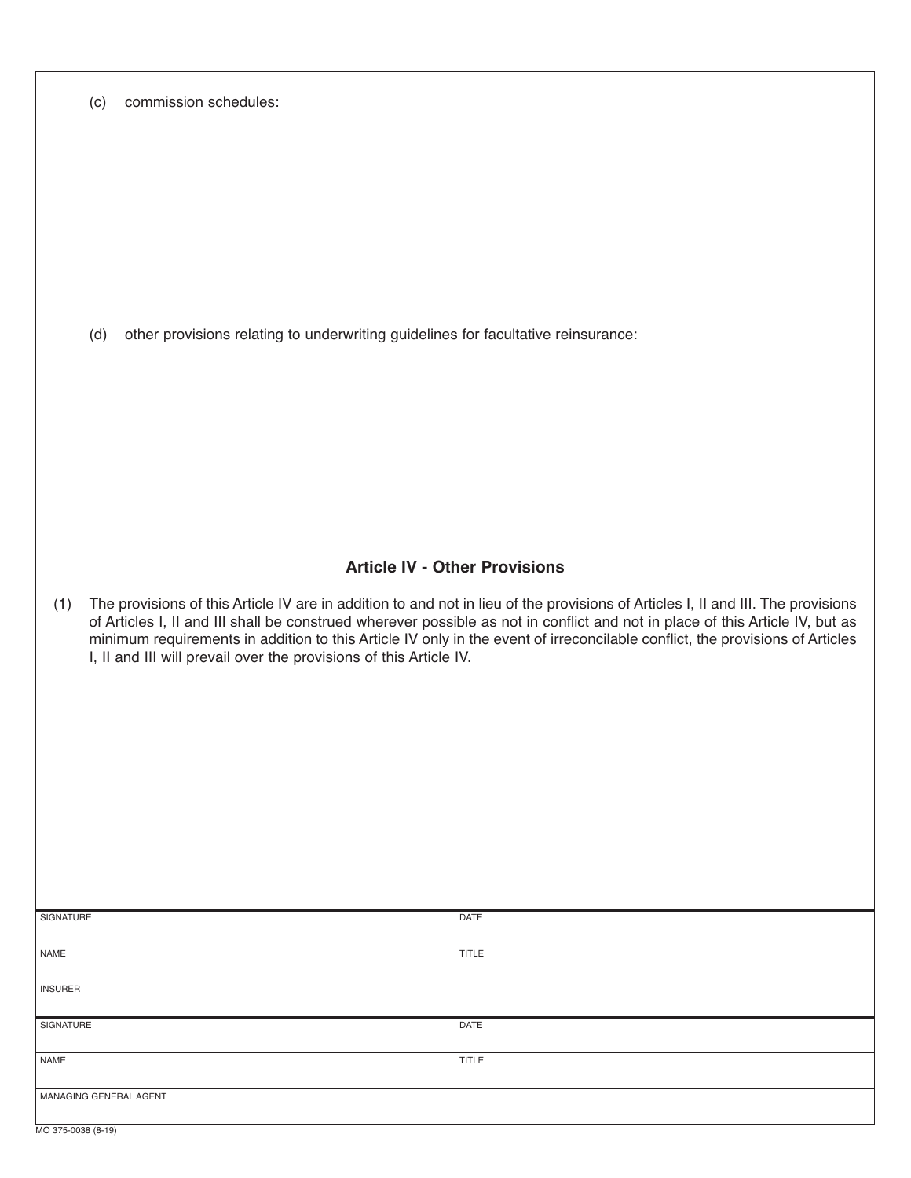(c) commission schedules:

(d) other provisions relating to underwriting guidelines for facultative reinsurance:

## Article IV - Other Provisions

(1) The provisions of this Article IV are in addition to and not in lieu of the provisions of Articles I, II and III. The provisions of Articles I, II and III shall be construed wherever possible as not in conflict and not in place of this Article IV, but as minimum requirements in addition to this Article IV only in the event of irreconcilable conflict, the provisions of Articles I, II and III will prevail over the provisions of this Article IV.

| | |
|---|---|
| SIGNATURE | DATE |
| NAME | TITLE |
| INSURER | |
| SIGNATURE | DATE |
| NAME | TITLE |
| MANAGING GENERAL AGENT | |

MO 375-0038 (8-19)